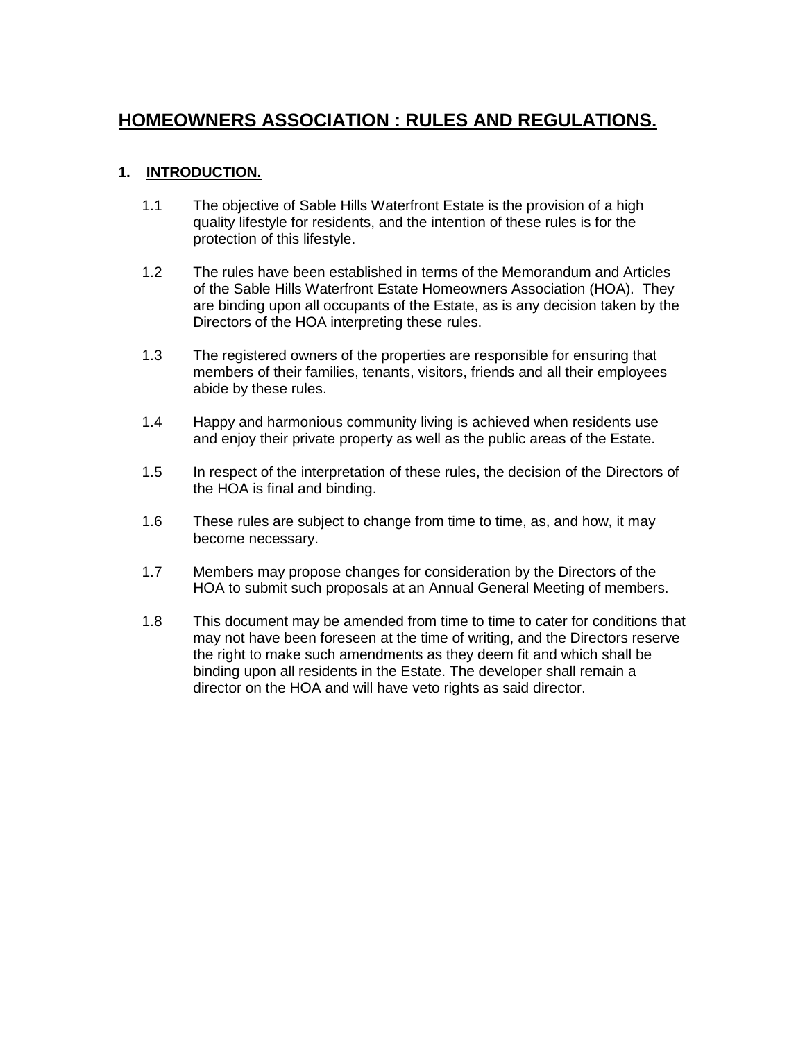# HOMEOWNERS ASSOCIATION : RULES AND REGULATIONS.

## 1. INTRODUCTION.

1.1 The objective of Sable Hills Waterfront Estate is the provision of a high quality lifestyle for residents, and the intention of these rules is for the protection of this lifestyle.

1.2 The rules have been established in terms of the Memorandum and Articles of the Sable Hills Waterfront Estate Homeowners Association (HOA). They are binding upon all occupants of the Estate, as is any decision taken by the Directors of the HOA interpreting these rules.

1.3 The registered owners of the properties are responsible for ensuring that members of their families, tenants, visitors, friends and all their employees abide by these rules.

1.4 Happy and harmonious community living is achieved when residents use and enjoy their private property as well as the public areas of the Estate.

1.5 In respect of the interpretation of these rules, the decision of the Directors of the HOA is final and binding.

1.6 These rules are subject to change from time to time, as, and how, it may become necessary.

1.7 Members may propose changes for consideration by the Directors of the HOA to submit such proposals at an Annual General Meeting of members.

1.8 This document may be amended from time to time to cater for conditions that may not have been foreseen at the time of writing, and the Directors reserve the right to make such amendments as they deem fit and which shall be binding upon all residents in the Estate. The developer shall remain a director on the HOA and will have veto rights as said director.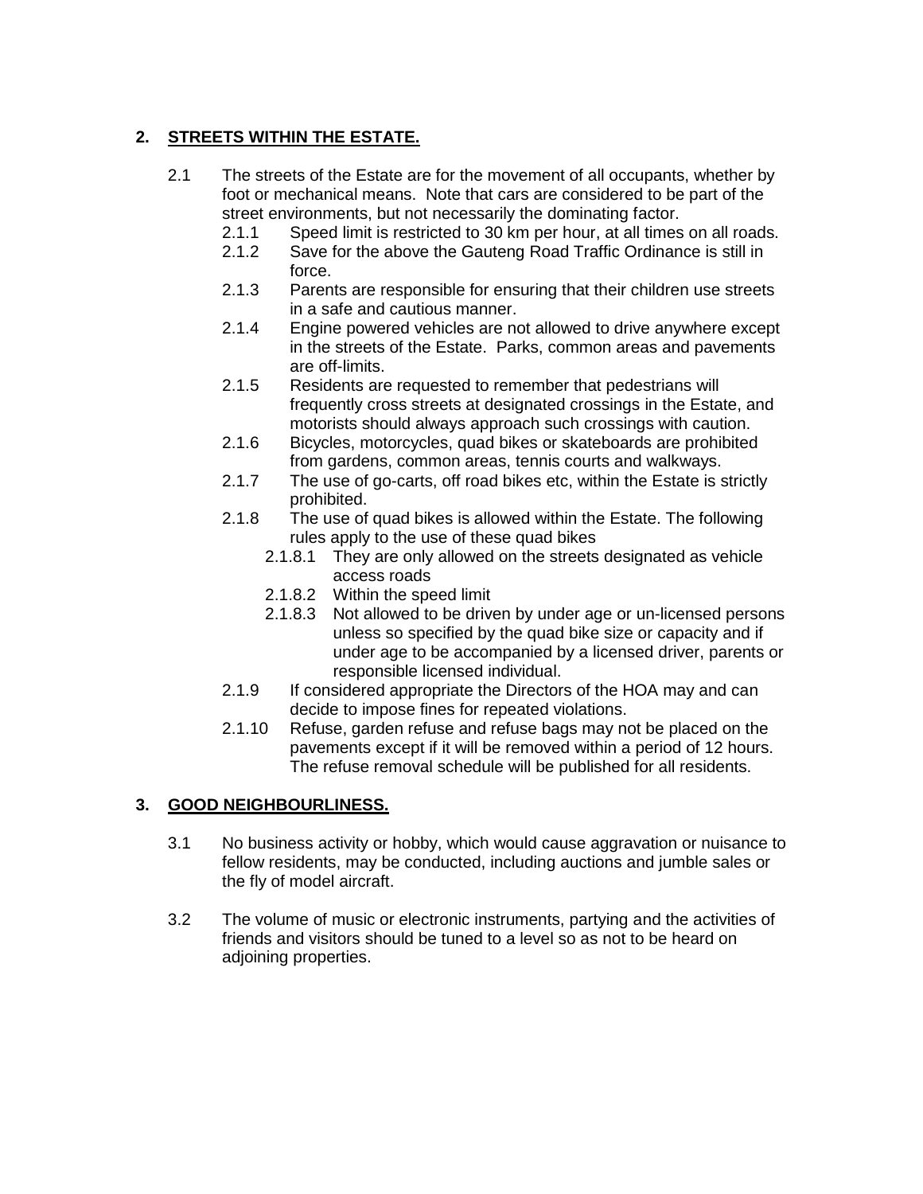## 2. STREETS WITHIN THE ESTATE.

2.1 The streets of the Estate are for the movement of all occupants, whether by foot or mechanical means. Note that cars are considered to be part of the street environments, but not necessarily the dominating factor.

- 2.1.1 Speed limit is restricted to 30 km per hour, at all times on all roads.
- 2.1.2 Save for the above the Gauteng Road Traffic Ordinance is still in force.
- 2.1.3 Parents are responsible for ensuring that their children use streets in a safe and cautious manner.
- 2.1.4 Engine powered vehicles are not allowed to drive anywhere except in the streets of the Estate. Parks, common areas and pavements are off-limits.
- 2.1.5 Residents are requested to remember that pedestrians will frequently cross streets at designated crossings in the Estate, and motorists should always approach such crossings with caution.
- 2.1.6 Bicycles, motorcycles, quad bikes or skateboards are prohibited from gardens, common areas, tennis courts and walkways.
- 2.1.7 The use of go-carts, off road bikes etc, within the Estate is strictly prohibited.
- 2.1.8 The use of quad bikes is allowed within the Estate. The following rules apply to the use of these quad bikes
  - 2.1.8.1 They are only allowed on the streets designated as vehicle access roads
  - 2.1.8.2 Within the speed limit
  - 2.1.8.3 Not allowed to be driven by under age or un-licensed persons unless so specified by the quad bike size or capacity and if under age to be accompanied by a licensed driver, parents or responsible licensed individual.
- 2.1.9 If considered appropriate the Directors of the HOA may and can decide to impose fines for repeated violations.
- 2.1.10 Refuse, garden refuse and refuse bags may not be placed on the pavements except if it will be removed within a period of 12 hours. The refuse removal schedule will be published for all residents.

## 3. GOOD NEIGHBOURLINESS.

3.1 No business activity or hobby, which would cause aggravation or nuisance to fellow residents, may be conducted, including auctions and jumble sales or the fly of model aircraft.

3.2 The volume of music or electronic instruments, partying and the activities of friends and visitors should be tuned to a level so as not to be heard on adjoining properties.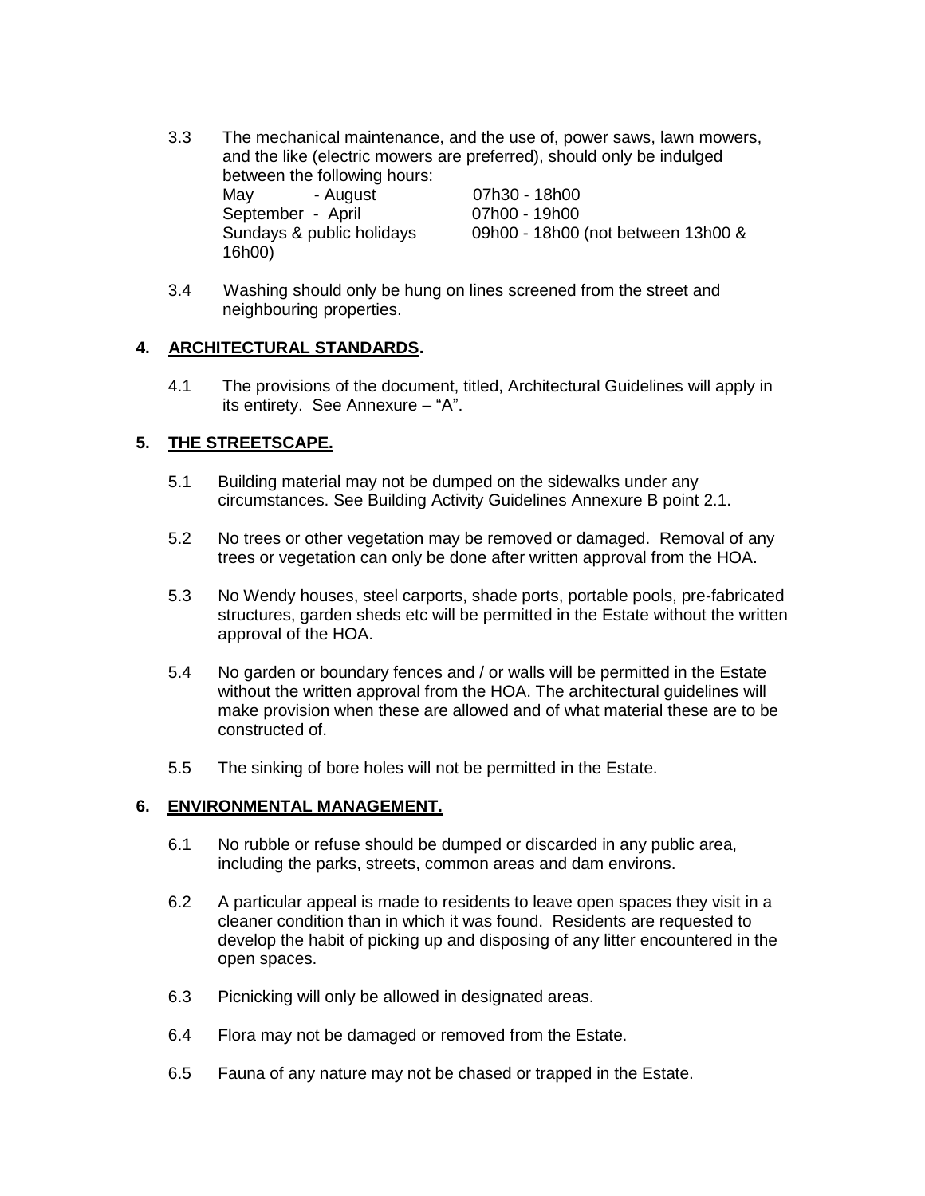3.3 The mechanical maintenance, and the use of, power saws, lawn mowers, and the like (electric mowers are preferred), should only be indulged between the following hours:

| | |
|---|---|
| May - August | 07h30 - 18h00 |
| September - April | 07h00 - 19h00 |
| Sundays & public holidays | 09h00 - 18h00 (not between 13h00 & 16h00) |

3.4 Washing should only be hung on lines screened from the street and neighbouring properties.

## 4. ARCHITECTURAL STANDARDS.

4.1 The provisions of the document, titled, Architectural Guidelines will apply in its entirety. See Annexure – "A".

## 5. THE STREETSCAPE.

5.1 Building material may not be dumped on the sidewalks under any circumstances. See Building Activity Guidelines Annexure B point 2.1.

5.2 No trees or other vegetation may be removed or damaged. Removal of any trees or vegetation can only be done after written approval from the HOA.

5.3 No Wendy houses, steel carports, shade ports, portable pools, pre-fabricated structures, garden sheds etc will be permitted in the Estate without the written approval of the HOA.

5.4 No garden or boundary fences and / or walls will be permitted in the Estate without the written approval from the HOA. The architectural guidelines will make provision when these are allowed and of what material these are to be constructed of.

5.5 The sinking of bore holes will not be permitted in the Estate.

## 6. ENVIRONMENTAL MANAGEMENT.

6.1 No rubble or refuse should be dumped or discarded in any public area, including the parks, streets, common areas and dam environs.

6.2 A particular appeal is made to residents to leave open spaces they visit in a cleaner condition than in which it was found. Residents are requested to develop the habit of picking up and disposing of any litter encountered in the open spaces.

6.3 Picnicking will only be allowed in designated areas.

6.4 Flora may not be damaged or removed from the Estate.

6.5 Fauna of any nature may not be chased or trapped in the Estate.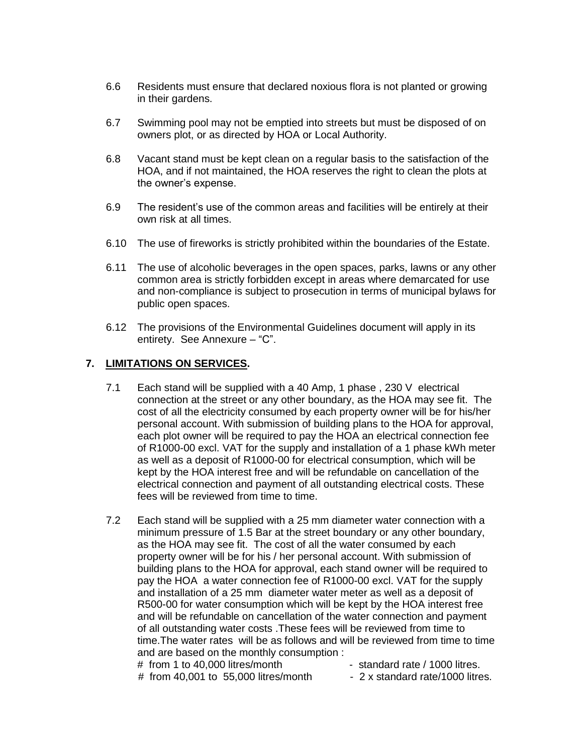6.6 Residents must ensure that declared noxious flora is not planted or growing in their gardens.

6.7 Swimming pool may not be emptied into streets but must be disposed of on owners plot, or as directed by HOA or Local Authority.

6.8 Vacant stand must be kept clean on a regular basis to the satisfaction of the HOA, and if not maintained, the HOA reserves the right to clean the plots at the owner's expense.

6.9 The resident's use of the common areas and facilities will be entirely at their own risk at all times.

6.10 The use of fireworks is strictly prohibited within the boundaries of the Estate.

6.11 The use of alcoholic beverages in the open spaces, parks, lawns or any other common area is strictly forbidden except in areas where demarcated for use and non-compliance is subject to prosecution in terms of municipal bylaws for public open spaces.

6.12 The provisions of the Environmental Guidelines document will apply in its entirety. See Annexure – "C".

## 7. LIMITATIONS ON SERVICES.

7.1 Each stand will be supplied with a 40 Amp, 1 phase , 230 V electrical connection at the street or any other boundary, as the HOA may see fit. The cost of all the electricity consumed by each property owner will be for his/her personal account. With submission of building plans to the HOA for approval, each plot owner will be required to pay the HOA an electrical connection fee of R1000-00 excl. VAT for the supply and installation of a 1 phase kWh meter as well as a deposit of R1000-00 for electrical consumption, which will be kept by the HOA interest free and will be refundable on cancellation of the electrical connection and payment of all outstanding electrical costs. These fees will be reviewed from time to time.

7.2 Each stand will be supplied with a 25 mm diameter water connection with a minimum pressure of 1.5 Bar at the street boundary or any other boundary, as the HOA may see fit. The cost of all the water consumed by each property owner will be for his / her personal account. With submission of building plans to the HOA for approval, each stand owner will be required to pay the HOA a water connection fee of R1000-00 excl. VAT for the supply and installation of a 25 mm diameter water meter as well as a deposit of R500-00 for water consumption which will be kept by the HOA interest free and will be refundable on cancellation of the water connection and payment of all outstanding water costs .These fees will be reviewed from time to time.The water rates will be as follows and will be reviewed from time to time and are based on the monthly consumption :

\# from 1 to 40,000 litres/month - standard rate / 1000 litres.
\# from 40,001 to 55,000 litres/month - 2 x standard rate/1000 litres.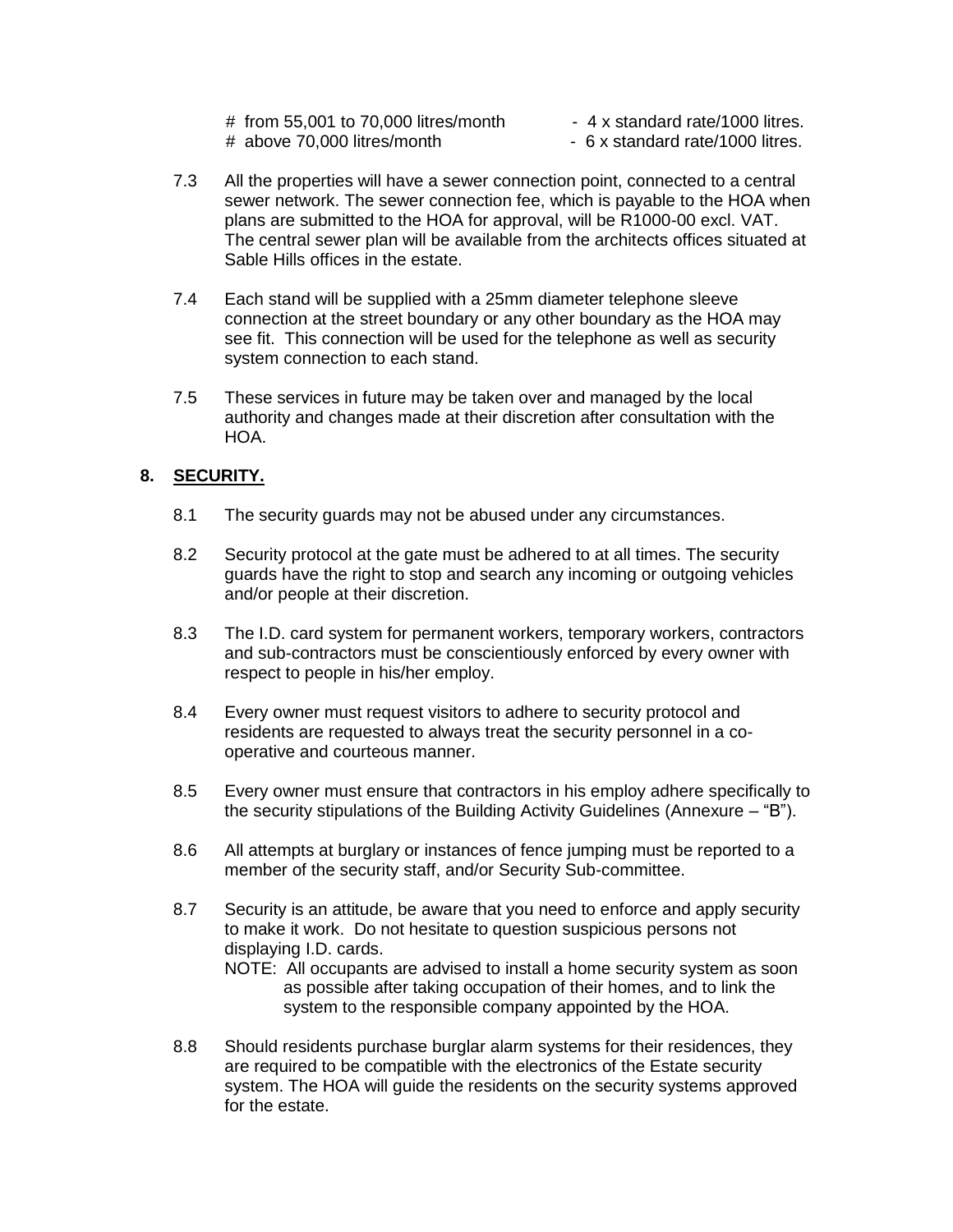# from 55,001 to 70,000 litres/month - 4 x standard rate/1000 litres.
# above 70,000 litres/month - 6 x standard rate/1000 litres.

7.3 All the properties will have a sewer connection point, connected to a central sewer network. The sewer connection fee, which is payable to the HOA when plans are submitted to the HOA for approval, will be R1000-00 excl. VAT. The central sewer plan will be available from the architects offices situated at Sable Hills offices in the estate.

7.4 Each stand will be supplied with a 25mm diameter telephone sleeve connection at the street boundary or any other boundary as the HOA may see fit. This connection will be used for the telephone as well as security system connection to each stand.

7.5 These services in future may be taken over and managed by the local authority and changes made at their discretion after consultation with the HOA.

## 8. SECURITY.

8.1 The security guards may not be abused under any circumstances.

8.2 Security protocol at the gate must be adhered to at all times. The security guards have the right to stop and search any incoming or outgoing vehicles and/or people at their discretion.

8.3 The I.D. card system for permanent workers, temporary workers, contractors and sub-contractors must be conscientiously enforced by every owner with respect to people in his/her employ.

8.4 Every owner must request visitors to adhere to security protocol and residents are requested to always treat the security personnel in a co-operative and courteous manner.

8.5 Every owner must ensure that contractors in his employ adhere specifically to the security stipulations of the Building Activity Guidelines (Annexure – "B").

8.6 All attempts at burglary or instances of fence jumping must be reported to a member of the security staff, and/or Security Sub-committee.

8.7 Security is an attitude, be aware that you need to enforce and apply security to make it work. Do not hesitate to question suspicious persons not displaying I.D. cards.
NOTE: All occupants are advised to install a home security system as soon as possible after taking occupation of their homes, and to link the system to the responsible company appointed by the HOA.

8.8 Should residents purchase burglar alarm systems for their residences, they are required to be compatible with the electronics of the Estate security system. The HOA will guide the residents on the security systems approved for the estate.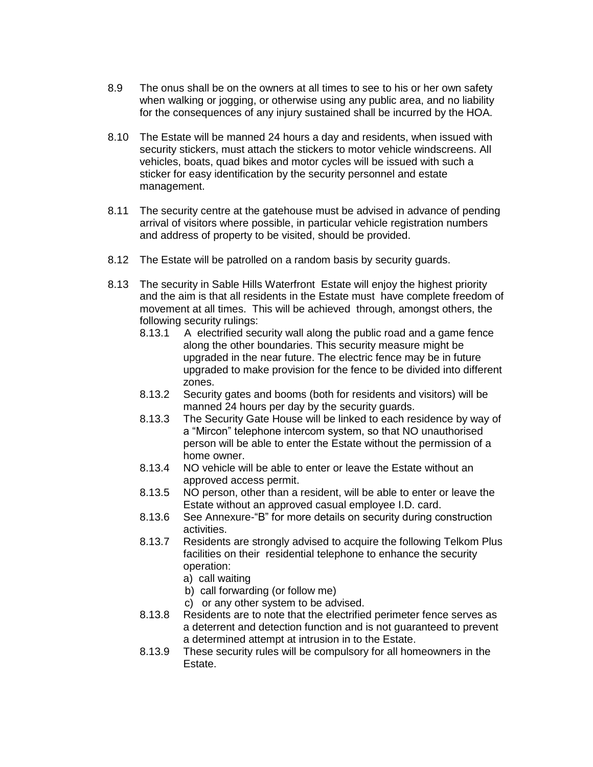8.9 The onus shall be on the owners at all times to see to his or her own safety when walking or jogging, or otherwise using any public area, and no liability for the consequences of any injury sustained shall be incurred by the HOA.

8.10 The Estate will be manned 24 hours a day and residents, when issued with security stickers, must attach the stickers to motor vehicle windscreens. All vehicles, boats, quad bikes and motor cycles will be issued with such a sticker for easy identification by the security personnel and estate management.

8.11 The security centre at the gatehouse must be advised in advance of pending arrival of visitors where possible, in particular vehicle registration numbers and address of property to be visited, should be provided.

8.12 The Estate will be patrolled on a random basis by security guards.

8.13 The security in Sable Hills Waterfront Estate will enjoy the highest priority and the aim is that all residents in the Estate must have complete freedom of movement at all times. This will be achieved through, amongst others, the following security rulings:

- 8.13.1 A electrified security wall along the public road and a game fence along the other boundaries. This security measure might be upgraded in the near future. The electric fence may be in future upgraded to make provision for the fence to be divided into different zones.
- 8.13.2 Security gates and booms (both for residents and visitors) will be manned 24 hours per day by the security guards.
- 8.13.3 The Security Gate House will be linked to each residence by way of a "Mircon" telephone intercom system, so that NO unauthorised person will be able to enter the Estate without the permission of a home owner.
- 8.13.4 NO vehicle will be able to enter or leave the Estate without an approved access permit.
- 8.13.5 NO person, other than a resident, will be able to enter or leave the Estate without an approved casual employee I.D. card.
- 8.13.6 See Annexure-"B" for more details on security during construction activities.
- 8.13.7 Residents are strongly advised to acquire the following Telkom Plus facilities on their residential telephone to enhance the security operation:
  - a) call waiting
  - b) call forwarding (or follow me)
  - c) or any other system to be advised.
- 8.13.8 Residents are to note that the electrified perimeter fence serves as a deterrent and detection function and is not guaranteed to prevent a determined attempt at intrusion in to the Estate.
- 8.13.9 These security rules will be compulsory for all homeowners in the Estate.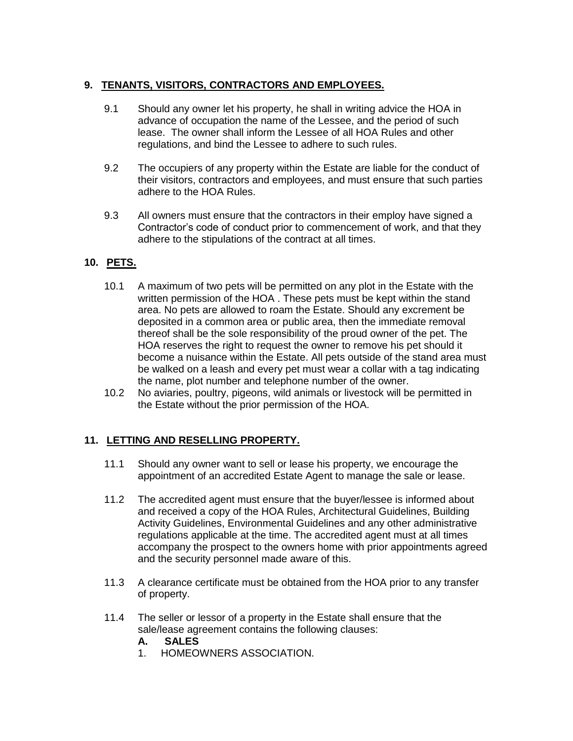## 9. TENANTS, VISITORS, CONTRACTORS AND EMPLOYEES.

9.1 Should any owner let his property, he shall in writing advice the HOA in advance of occupation the name of the Lessee, and the period of such lease. The owner shall inform the Lessee of all HOA Rules and other regulations, and bind the Lessee to adhere to such rules.

9.2 The occupiers of any property within the Estate are liable for the conduct of their visitors, contractors and employees, and must ensure that such parties adhere to the HOA Rules.

9.3 All owners must ensure that the contractors in their employ have signed a Contractor's code of conduct prior to commencement of work, and that they adhere to the stipulations of the contract at all times.

## 10. PETS.

10.1 A maximum of two pets will be permitted on any plot in the Estate with the written permission of the HOA . These pets must be kept within the stand area. No pets are allowed to roam the Estate. Should any excrement be deposited in a common area or public area, then the immediate removal thereof shall be the sole responsibility of the proud owner of the pet. The HOA reserves the right to request the owner to remove his pet should it become a nuisance within the Estate. All pets outside of the stand area must be walked on a leash and every pet must wear a collar with a tag indicating the name, plot number and telephone number of the owner.

10.2 No aviaries, poultry, pigeons, wild animals or livestock will be permitted in the Estate without the prior permission of the HOA.

## 11. LETTING AND RESELLING PROPERTY.

11.1 Should any owner want to sell or lease his property, we encourage the appointment of an accredited Estate Agent to manage the sale or lease.

11.2 The accredited agent must ensure that the buyer/lessee is informed about and received a copy of the HOA Rules, Architectural Guidelines, Building Activity Guidelines, Environmental Guidelines and any other administrative regulations applicable at the time. The accredited agent must at all times accompany the prospect to the owners home with prior appointments agreed and the security personnel made aware of this.

11.3 A clearance certificate must be obtained from the HOA prior to any transfer of property.

11.4 The seller or lessor of a property in the Estate shall ensure that the sale/lease agreement contains the following clauses:

**A. SALES**

1. HOMEOWNERS ASSOCIATION.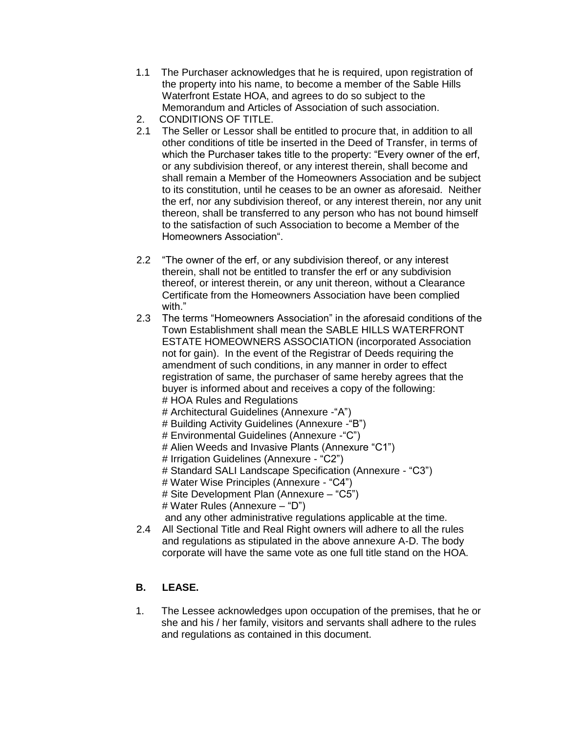1.1 The Purchaser acknowledges that he is required, upon registration of the property into his name, to become a member of the Sable Hills Waterfront Estate HOA, and agrees to do so subject to the Memorandum and Articles of Association of such association.

2. CONDITIONS OF TITLE.

2.1 The Seller or Lessor shall be entitled to procure that, in addition to all other conditions of title be inserted in the Deed of Transfer, in terms of which the Purchaser takes title to the property: "Every owner of the erf, or any subdivision thereof, or any interest therein, shall become and shall remain a Member of the Homeowners Association and be subject to its constitution, until he ceases to be an owner as aforesaid. Neither the erf, nor any subdivision thereof, or any interest therein, nor any unit thereon, shall be transferred to any person who has not bound himself to the satisfaction of such Association to become a Member of the Homeowners Association".

2.2 "The owner of the erf, or any subdivision thereof, or any interest therein, shall not be entitled to transfer the erf or any subdivision thereof, or interest therein, or any unit thereon, without a Clearance Certificate from the Homeowners Association have been complied with."

2.3 The terms "Homeowners Association" in the aforesaid conditions of the Town Establishment shall mean the SABLE HILLS WATERFRONT ESTATE HOMEOWNERS ASSOCIATION (incorporated Association not for gain). In the event of the Registrar of Deeds requiring the amendment of such conditions, in any manner in order to effect registration of same, the purchaser of same hereby agrees that the buyer is informed about and receives a copy of the following:
# HOA Rules and Regulations
# Architectural Guidelines (Annexure -"A")
# Building Activity Guidelines (Annexure -"B")
# Environmental Guidelines (Annexure -"C")
# Alien Weeds and Invasive Plants (Annexure "C1")
# Irrigation Guidelines (Annexure - "C2")
# Standard SALI Landscape Specification (Annexure - "C3")
# Water Wise Principles (Annexure - "C4")
# Site Development Plan (Annexure – "C5")
# Water Rules (Annexure – "D")
and any other administrative regulations applicable at the time.

2.4 All Sectional Title and Real Right owners will adhere to all the rules and regulations as stipulated in the above annexure A-D. The body corporate will have the same vote as one full title stand on the HOA.

**B. LEASE.**

1. The Lessee acknowledges upon occupation of the premises, that he or she and his / her family, visitors and servants shall adhere to the rules and regulations as contained in this document.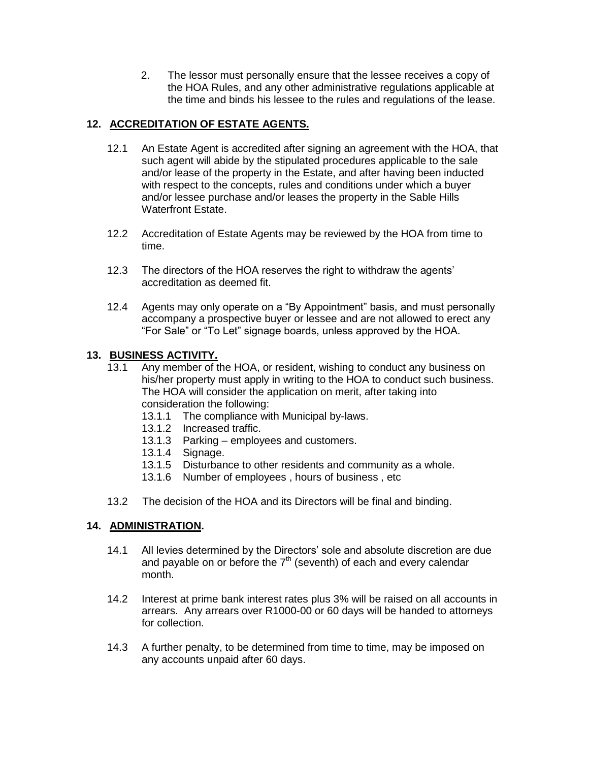2. The lessor must personally ensure that the lessee receives a copy of the HOA Rules, and any other administrative regulations applicable at the time and binds his lessee to the rules and regulations of the lease.

## 12. ACCREDITATION OF ESTATE AGENTS.

12.1 An Estate Agent is accredited after signing an agreement with the HOA, that such agent will abide by the stipulated procedures applicable to the sale and/or lease of the property in the Estate, and after having been inducted with respect to the concepts, rules and conditions under which a buyer and/or lessee purchase and/or leases the property in the Sable Hills Waterfront Estate.

12.2 Accreditation of Estate Agents may be reviewed by the HOA from time to time.

12.3 The directors of the HOA reserves the right to withdraw the agents' accreditation as deemed fit.

12.4 Agents may only operate on a "By Appointment" basis, and must personally accompany a prospective buyer or lessee and are not allowed to erect any "For Sale" or "To Let" signage boards, unless approved by the HOA.

## 13. BUSINESS ACTIVITY.

13.1 Any member of the HOA, or resident, wishing to conduct any business on his/her property must apply in writing to the HOA to conduct such business. The HOA will consider the application on merit, after taking into consideration the following:

- 13.1.1 The compliance with Municipal by-laws.
- 13.1.2 Increased traffic.
- 13.1.3 Parking – employees and customers.
- 13.1.4 Signage.
- 13.1.5 Disturbance to other residents and community as a whole.
- 13.1.6 Number of employees , hours of business , etc

13.2 The decision of the HOA and its Directors will be final and binding.

## 14. ADMINISTRATION.

14.1 All levies determined by the Directors' sole and absolute discretion are due and payable on or before the 7th (seventh) of each and every calendar month.

14.2 Interest at prime bank interest rates plus 3% will be raised on all accounts in arrears. Any arrears over R1000-00 or 60 days will be handed to attorneys for collection.

14.3 A further penalty, to be determined from time to time, may be imposed on any accounts unpaid after 60 days.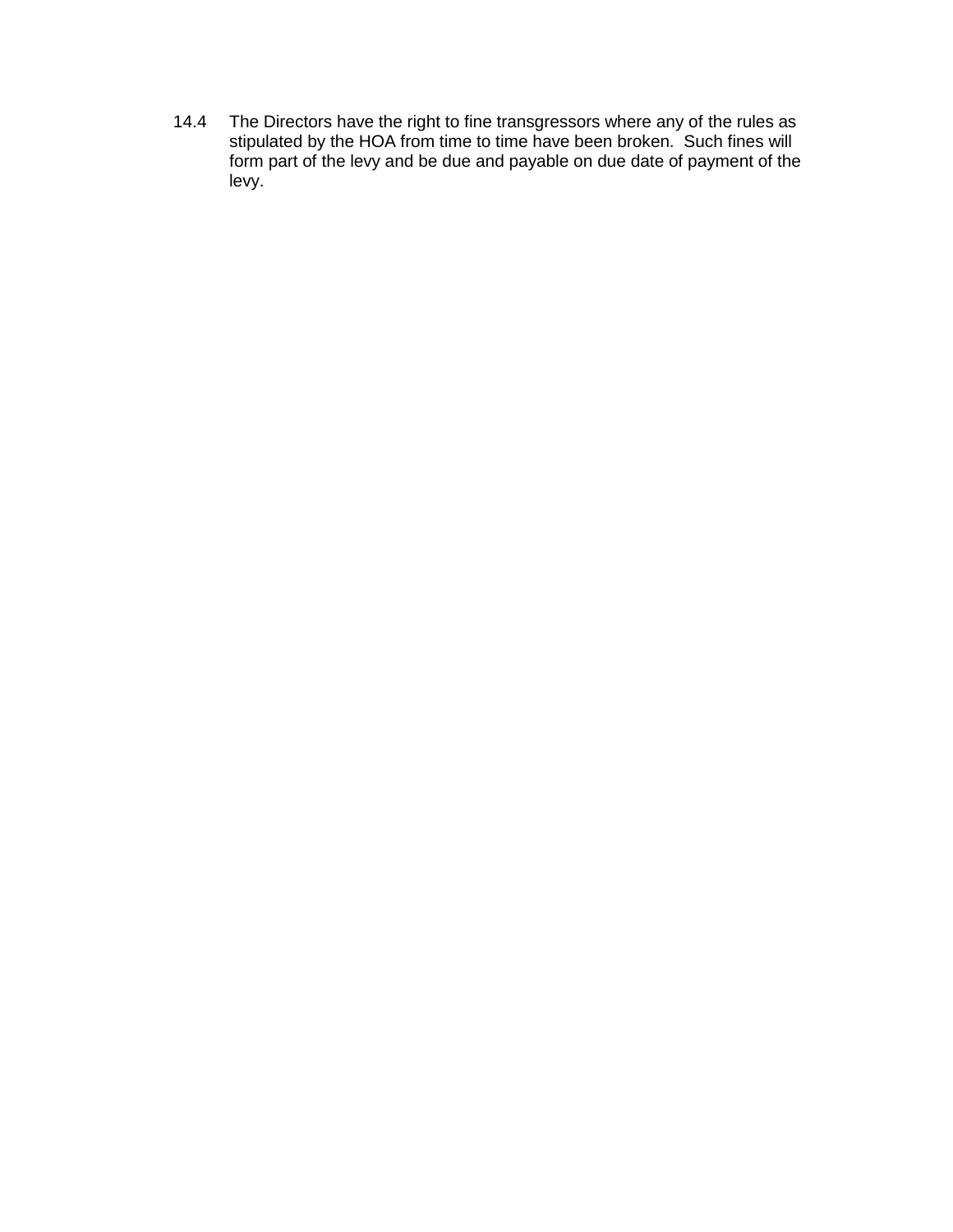14.4 The Directors have the right to fine transgressors where any of the rules as stipulated by the HOA from time to time have been broken. Such fines will form part of the levy and be due and payable on due date of payment of the levy.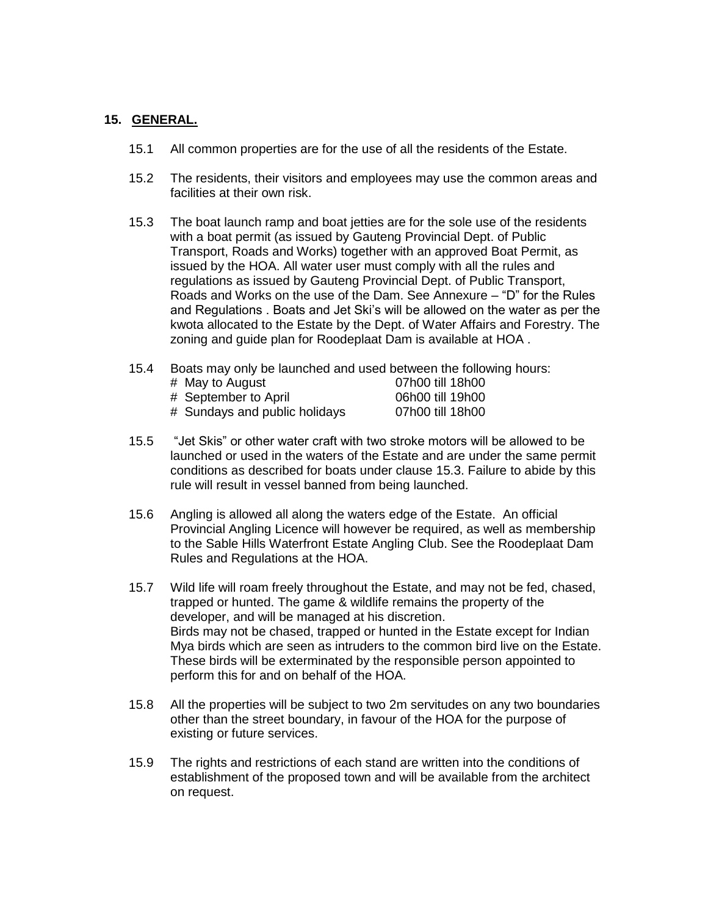## 15. GENERAL.

15.1 All common properties are for the use of all the residents of the Estate.

15.2 The residents, their visitors and employees may use the common areas and facilities at their own risk.

15.3 The boat launch ramp and boat jetties are for the sole use of the residents with a boat permit (as issued by Gauteng Provincial Dept. of Public Transport, Roads and Works) together with an approved Boat Permit, as issued by the HOA. All water user must comply with all the rules and regulations as issued by Gauteng Provincial Dept. of Public Transport, Roads and Works on the use of the Dam. See Annexure – "D" for the Rules and Regulations . Boats and Jet Ski's will be allowed on the water as per the kwota allocated to the Estate by the Dept. of Water Affairs and Forestry. The zoning and guide plan for Roodeplaat Dam is available at HOA .

15.4 Boats may only be launched and used between the following hours:

| | |
|---|---|
| # May to August | 07h00 till 18h00 |
| # September to April | 06h00 till 19h00 |
| # Sundays and public holidays | 07h00 till 18h00 |

15.5 "Jet Skis" or other water craft with two stroke motors will be allowed to be launched or used in the waters of the Estate and are under the same permit conditions as described for boats under clause 15.3. Failure to abide by this rule will result in vessel banned from being launched.

15.6 Angling is allowed all along the waters edge of the Estate. An official Provincial Angling Licence will however be required, as well as membership to the Sable Hills Waterfront Estate Angling Club. See the Roodeplaat Dam Rules and Regulations at the HOA.

15.7 Wild life will roam freely throughout the Estate, and may not be fed, chased, trapped or hunted. The game & wildlife remains the property of the developer, and will be managed at his discretion.
Birds may not be chased, trapped or hunted in the Estate except for Indian Mya birds which are seen as intruders to the common bird live on the Estate. These birds will be exterminated by the responsible person appointed to perform this for and on behalf of the HOA.

15.8 All the properties will be subject to two 2m servitudes on any two boundaries other than the street boundary, in favour of the HOA for the purpose of existing or future services.

15.9 The rights and restrictions of each stand are written into the conditions of establishment of the proposed town and will be available from the architect on request.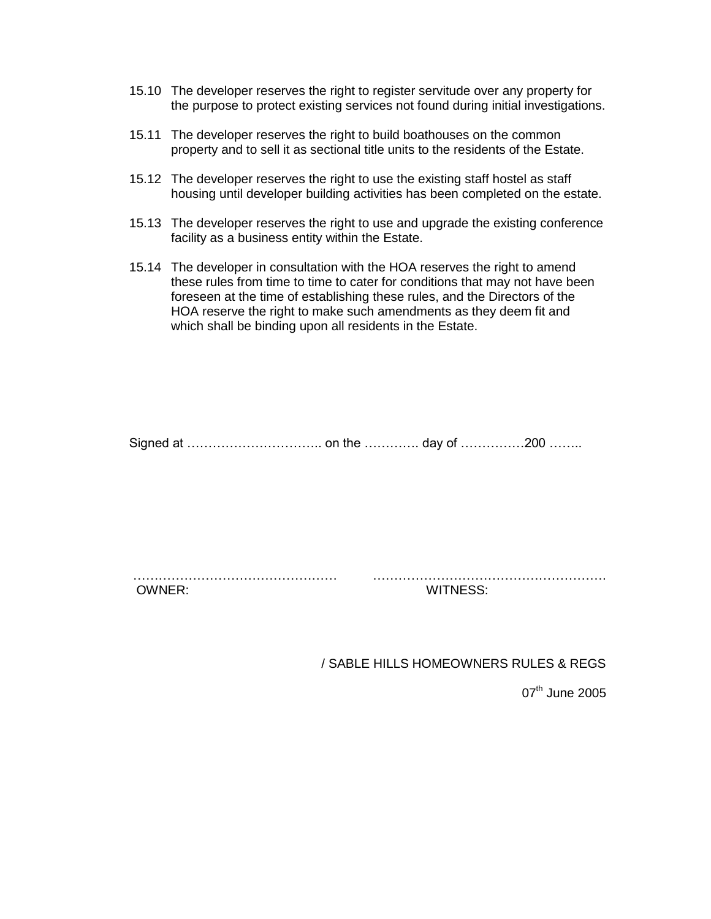15.10 The developer reserves the right to register servitude over any property for the purpose to protect existing services not found during initial investigations.

15.11 The developer reserves the right to build boathouses on the common property and to sell it as sectional title units to the residents of the Estate.

15.12 The developer reserves the right to use the existing staff hostel as staff housing until developer building activities has been completed on the estate.

15.13 The developer reserves the right to use and upgrade the existing conference facility as a business entity within the Estate.

15.14 The developer in consultation with the HOA reserves the right to amend these rules from time to time to cater for conditions that may not have been foreseen at the time of establishing these rules, and the Directors of the HOA reserve the right to make such amendments as they deem fit and which shall be binding upon all residents in the Estate.

Signed at ………………………….. on the …………. day of ……………200 ……..

………………………………………… ………………………………………………

OWNER: WITNESS:

/ SABLE HILLS HOMEOWNERS RULES & REGS

07th June 2005